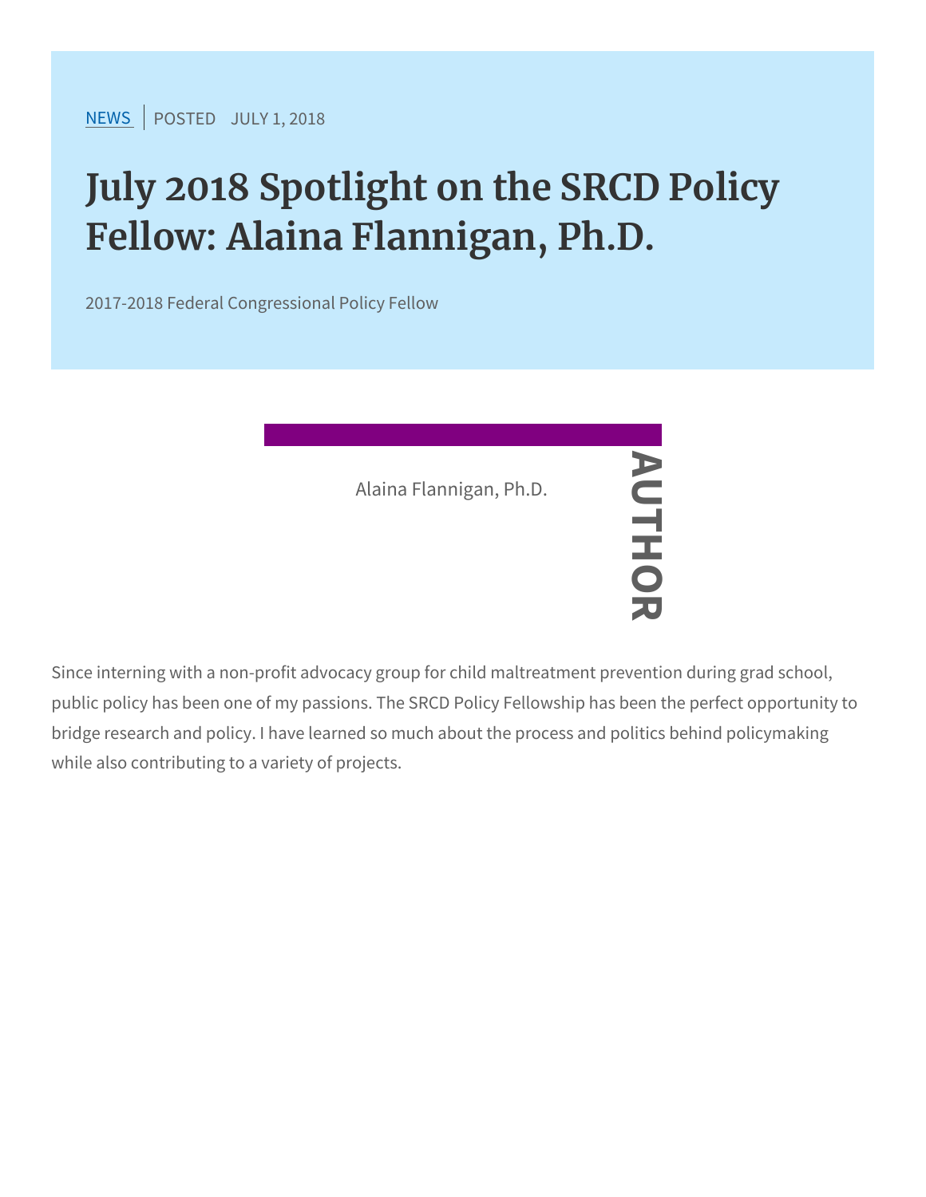NEWS | POSTED JULY 1, 2018

# July 2018 Spotlight on the SRCD Policy Fellow: Alaina Flannigan, Ph.D.

2017-2018 Federal Congressional Policy Fellow

AUTHOR

Alaina Flannigan, Ph.D.

Since interning with a non-profit advocacy group for child maltreatment prevention during grad school, public policy has been one of my passions. The SRCD Policy Fellowship has been the perfect opportunity to bridge research and policy. I have learned so much about the process and politics behind policymaking while also contributing to a variety of projects.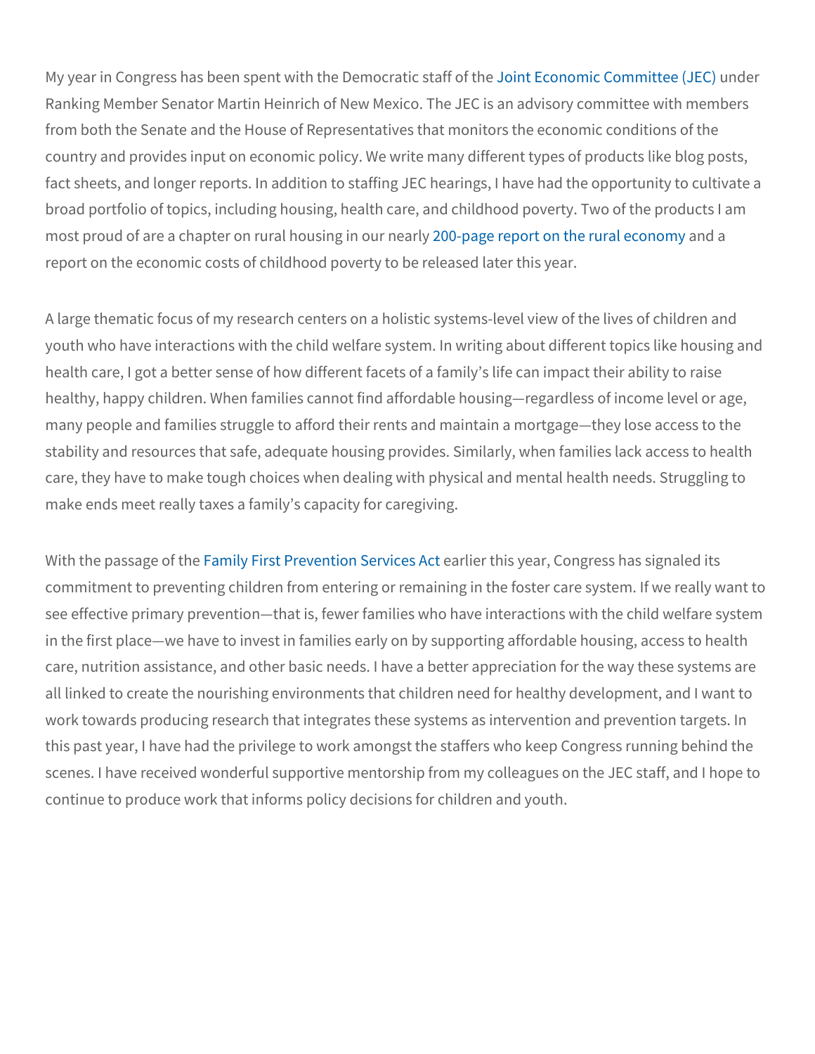My year in Congress has been spent with the Democratic staff of the Joint Economic Committee (JEC) under Ranking Member Senator Martin Heinrich of New Mexico. The JEC is an advisory committee with members from both the Senate and the House of Representatives that monitors the economic conditions of the country and provides input on economic policy. We write many different types of products like blog posts, fact sheets, and longer reports. In addition to staffing JEC hearings, I have had the opportunity to cultivate a broad portfolio of topics, including housing, health care, and childhood poverty. Two of the products I am most proud of are a chapter on rural housing in our nearly 200-page report on the rural economy and a report on the economic costs of childhood poverty to be released later this year.

A large thematic focus of my research centers on a holistic systems-level view of the lives of children and youth who have interactions with the child welfare system. In writing about different topics like housing and health care, I got a better sense of how different facets of a family's life can impact their ability to raise healthy, happy children. When families cannot find affordable housing—regardless of income level or age, many people and families struggle to afford their rents and maintain a mortgage—they lose access to the stability and resources that safe, adequate housing provides. Similarly, when families lack access to health care, they have to make tough choices when dealing with physical and mental health needs. Struggling to make ends meet really taxes a family's capacity for caregiving.

With the passage of the Family First Prevention Services Act earlier this year, Congress has signaled its commitment to preventing children from entering or remaining in the foster care system. If we really want to see effective primary prevention—that is, fewer families who have interactions with the child welfare system in the first place—we have to invest in families early on by supporting affordable housing, access to health care, nutrition assistance, and other basic needs. I have a better appreciation for the way these systems are all linked to create the nourishing environments that children need for healthy development, and I want to work towards producing research that integrates these systems as intervention and prevention targets. In this past year, I have had the privilege to work amongst the staffers who keep Congress running behind the scenes. I have received wonderful supportive mentorship from my colleagues on the JEC staff, and I hope to continue to produce work that informs policy decisions for children and youth.